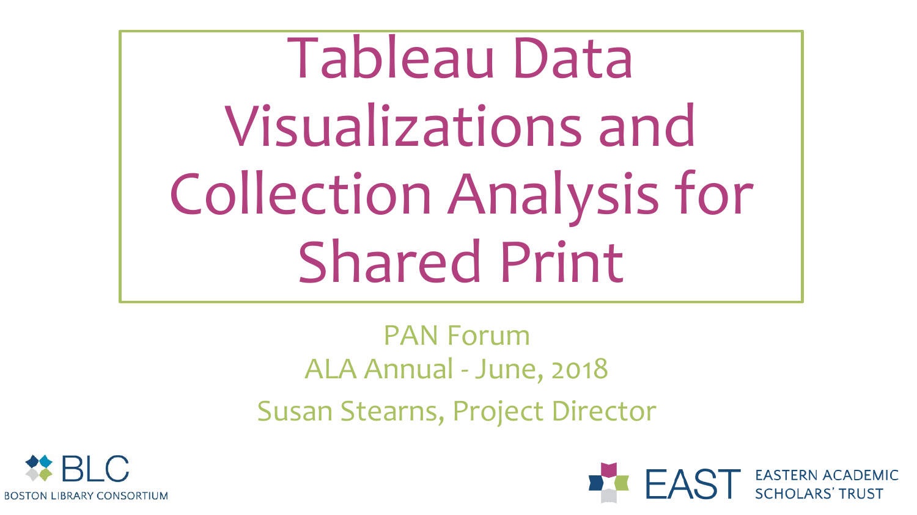# Tableau Data Visualizations and Collection Analysis for Shared Print

PAN Forum

ALA Annual - June, 2018

Susan Stearns, Project Director

BLC

BOSTON LIBRARY CONSORTIUM

EAST

EASTERN ACADEMIC SCHOLARS' TRUST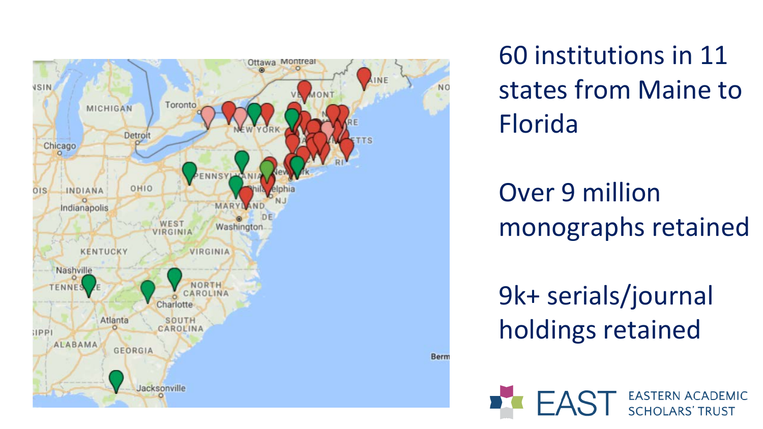60 institutions in 11 states from Maine to Florida

Over 9 million monographs retained

9k+ serials/journal holdings retained

EAST EASTERN ACADEMIC SCHOLARS' TRUST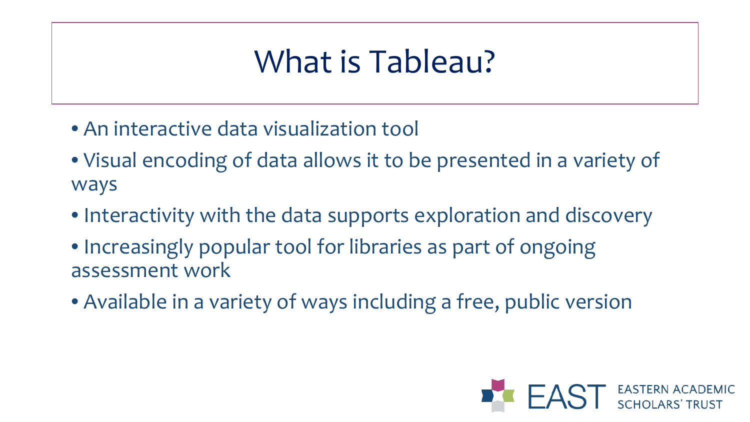# What is Tableau?

- An interactive data visualization tool
- Visual encoding of data allows it to be presented in a variety of ways
- Interactivity with the data supports exploration and discovery
- Increasingly popular tool for libraries as part of ongoing assessment work
- Available in a variety of ways including a free, public version

EAST EASTERN ACADEMIC SCHOLARS' TRUST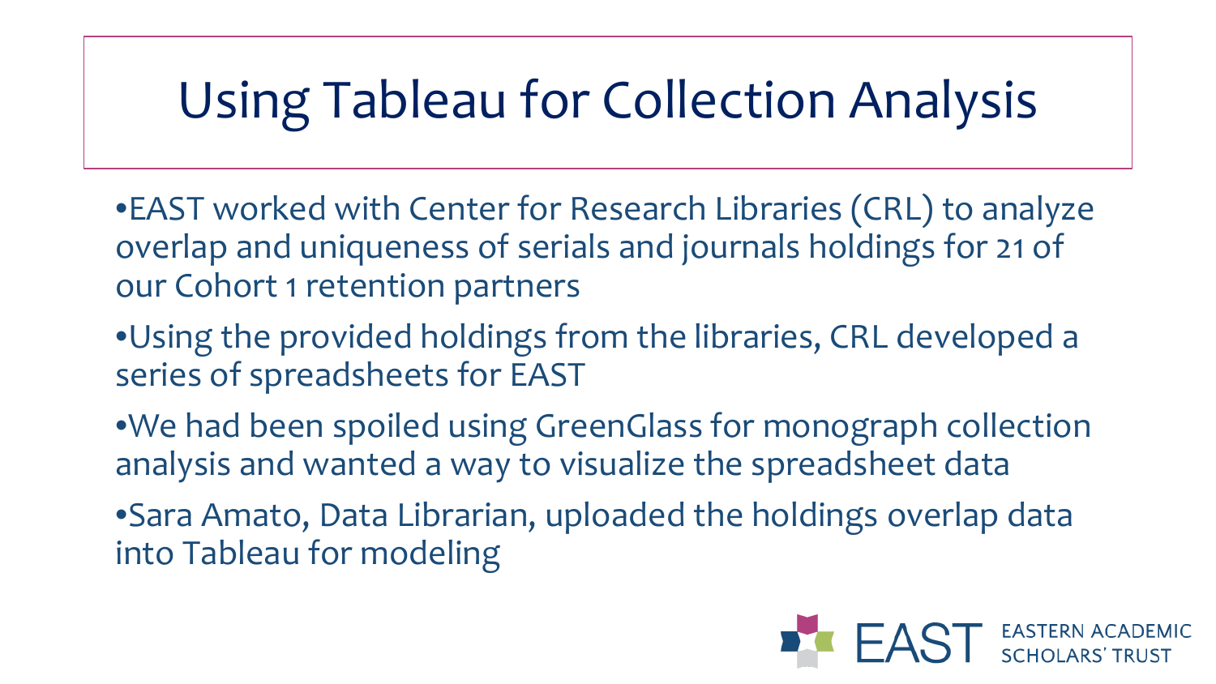# Using Tableau for Collection Analysis

- EAST worked with Center for Research Libraries (CRL) to analyze overlap and uniqueness of serials and journals holdings for 21 of our Cohort 1 retention partners
- Using the provided holdings from the libraries, CRL developed a series of spreadsheets for EAST
- We had been spoiled using GreenGlass for monograph collection analysis and wanted a way to visualize the spreadsheet data
- Sara Amato, Data Librarian, uploaded the holdings overlap data into Tableau for modeling

EAST EASTERN ACADEMIC SCHOLARS' TRUST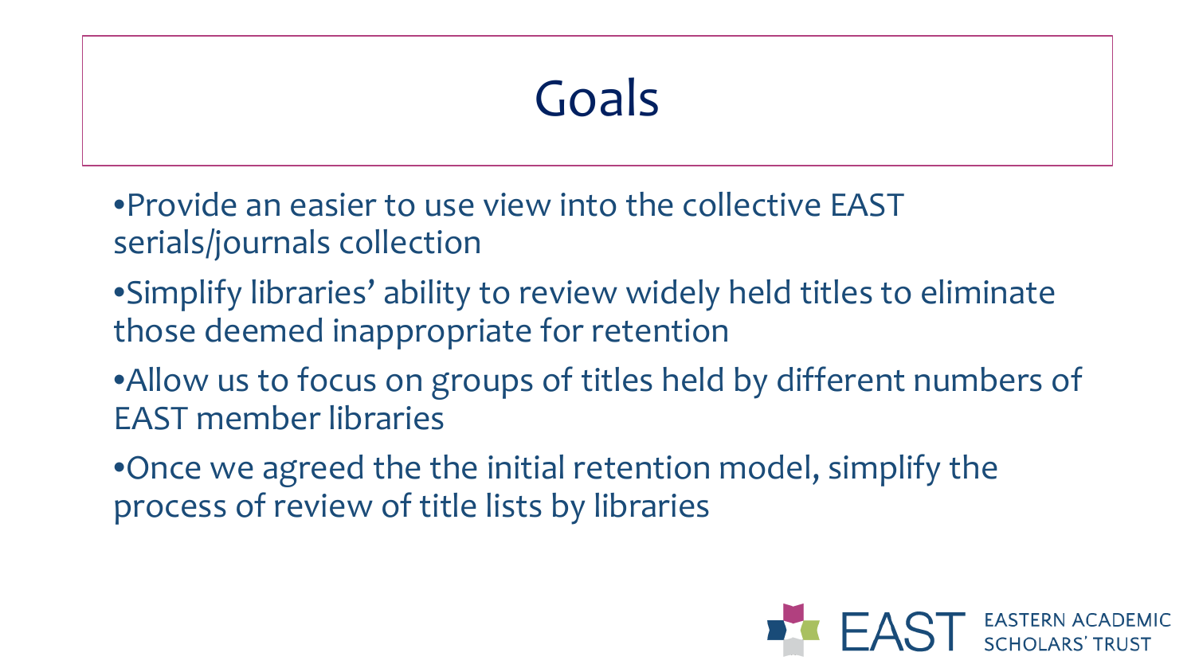# Goals

- Provide an easier to use view into the collective EAST serials/journals collection
- Simplify libraries' ability to review widely held titles to eliminate those deemed inappropriate for retention
- Allow us to focus on groups of titles held by different numbers of EAST member libraries
- Once we agreed the the initial retention model, simplify the process of review of title lists by libraries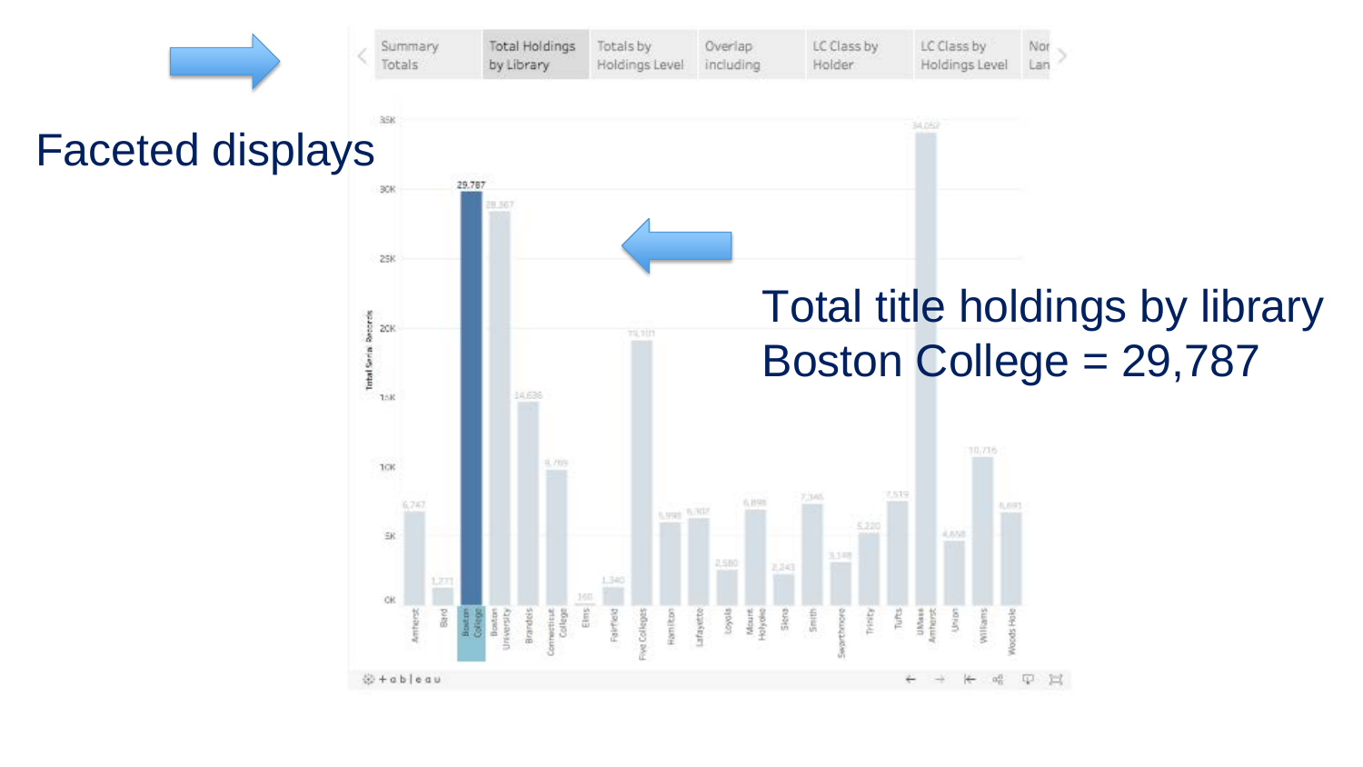Faceted displays

Total title holdings by library
Boston College = 29,787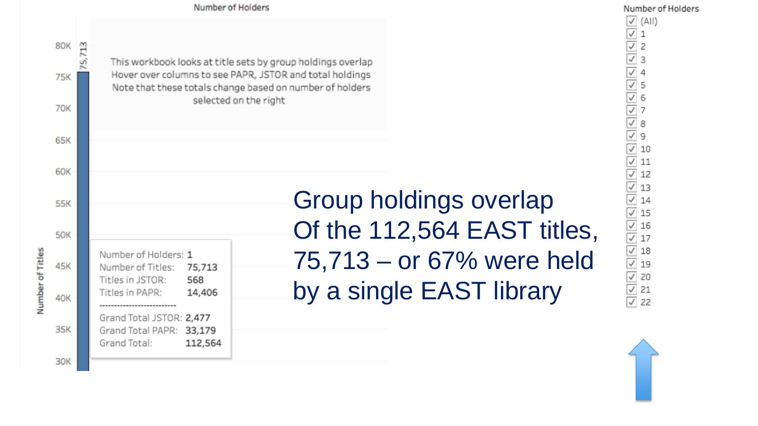## Group holdings overlap

Of the 112,564 EAST titles, 75,713 – or 67% were held by a single EAST library

Number of Holders

This workbook looks at title sets by group holdings overlap
Hover over columns to see PAPR, JSTOR and total holdings
Note that these totals change based on number of holders selected on the right

| | |
|---|---|
| Number of Holders: | 1 |
| Number of Titles: | 75,713 |
| Titles in JSTOR: | 568 |
| Titles in PAPR: | 14,406 |
| Grand Total JSTOR: | 2,477 |
| Grand Total PAPR: | 33,179 |
| Grand Total: | 112,564 |

Number of Holders: (All), 1, 2, 3, 4, 5, 6, 7, 8, 9, 10, 11, 12, 13, 14, 15, 16, 17, 18, 19, 20, 21, 22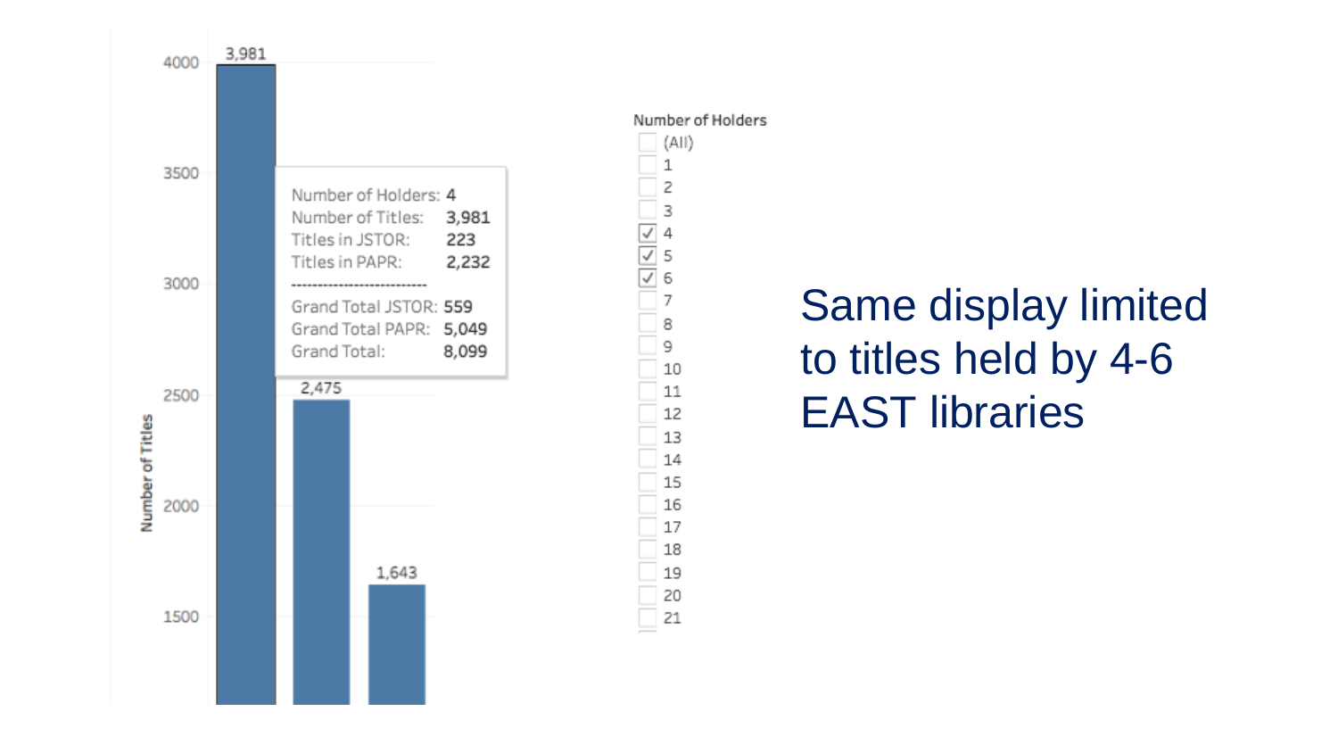Same display limited to titles held by 4-6 EAST libraries

| Number of Holders | Number of Titles |
| --- | --- |
| 4 | 3,981 |
| 5 | 2,475 |
| 6 | 1,643 |

Number of Holders: 4
Number of Titles: 3,981
Titles in JSTOR: 223
Titles in PAPR: 2,232

Grand Total JSTOR: 559
Grand Total PAPR: 5,049
Grand Total: 8,099

Number of Holders

- [ ] (All)
- [ ] 1
- [ ] 2
- [ ] 3
- [x] 4
- [x] 5
- [x] 6
- [ ] 7
- [ ] 8
- [ ] 9
- [ ] 10
- [ ] 11
- [ ] 12
- [ ] 13
- [ ] 14
- [ ] 15
- [ ] 16
- [ ] 17
- [ ] 18
- [ ] 19
- [ ] 20
- [ ] 21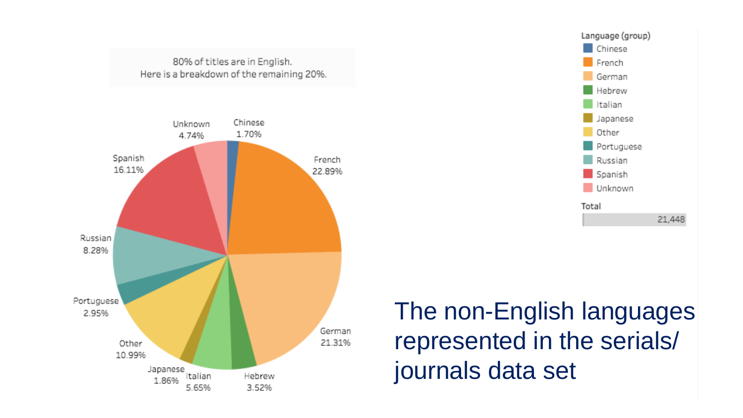80% of titles are in English.
Here is a breakdown of the remaining 20%.

| Language (group) | Percentage |
| --- | --- |
| Chinese | 1.70% |
| French | 22.89% |
| German | 21.31% |
| Hebrew | 3.52% |
| Italian | 5.65% |
| Japanese | 1.86% |
| Other | 10.99% |
| Portuguese | 2.95% |
| Russian | 8.28% |
| Spanish | 16.11% |
| Unknown | 4.74% |

Total: 21,448

The non-English languages represented in the serials/journals data set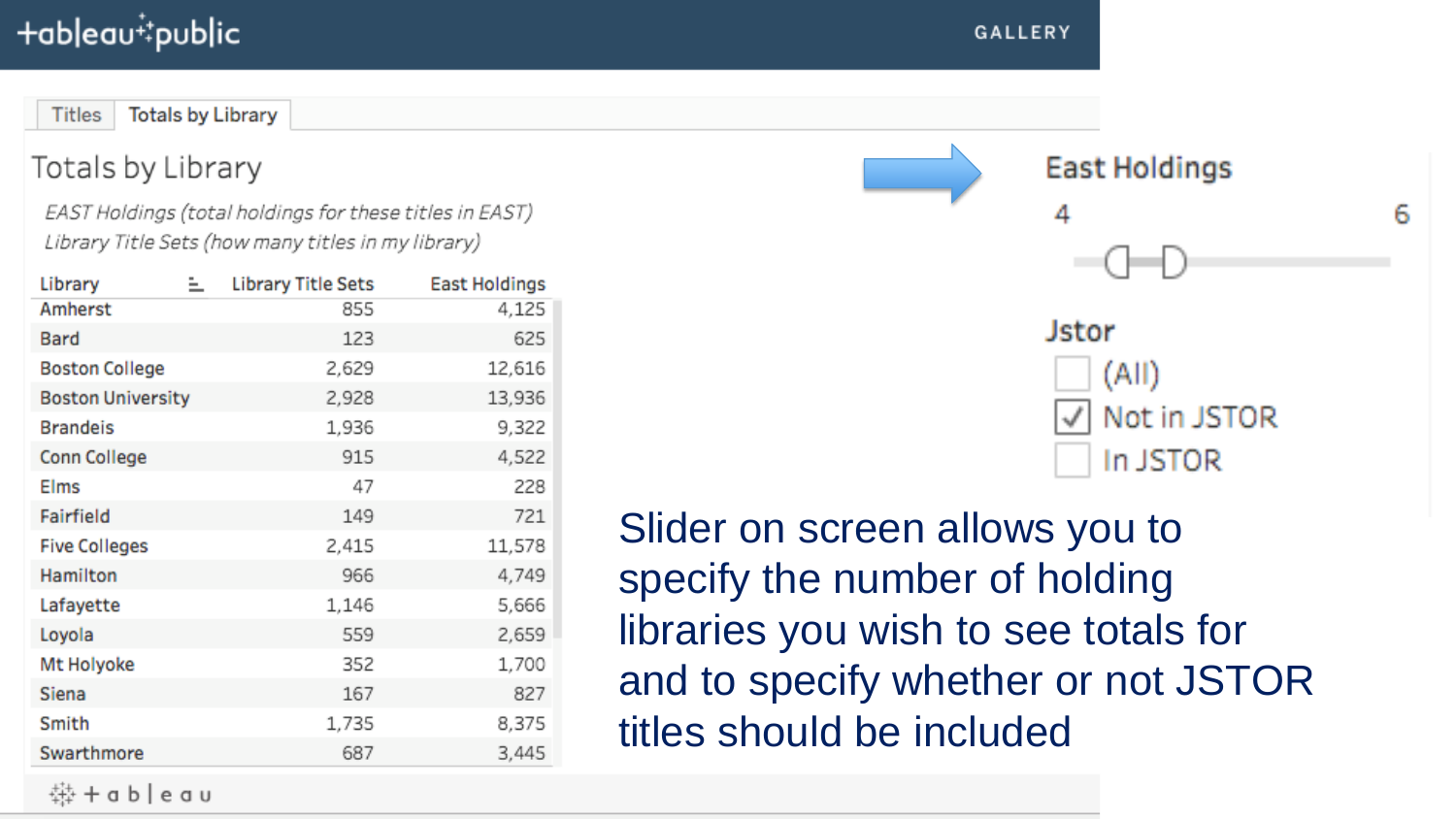+tableau+public GALLERY

Titles | Totals by Library

## Totals by Library

*EAST Holdings (total holdings for these titles in EAST)*
*Library Title Sets (how many titles in my library)*

| Library | Library Title Sets | East Holdings |
|---|---|---|
| Amherst | 855 | 4,125 |
| Bard | 123 | 625 |
| Boston College | 2,629 | 12,616 |
| Boston University | 2,928 | 13,936 |
| Brandeis | 1,936 | 9,322 |
| Conn College | 915 | 4,522 |
| Elms | 47 | 228 |
| Fairfield | 149 | 721 |
| Five Colleges | 2,415 | 11,578 |
| Hamilton | 966 | 4,749 |
| Lafayette | 1,146 | 5,666 |
| Loyola | 559 | 2,659 |
| Mt Holyoke | 352 | 1,700 |
| Siena | 167 | 827 |
| Smith | 1,735 | 8,375 |
| Swarthmore | 687 | 3,445 |

+tableau

**East Holdings**

4 — 6

**Jstor**

- [ ] (All)
- [x] Not in JSTOR
- [ ] In JSTOR

Slider on screen allows you to specify the number of holding libraries you wish to see totals for and to specify whether or not JSTOR titles should be included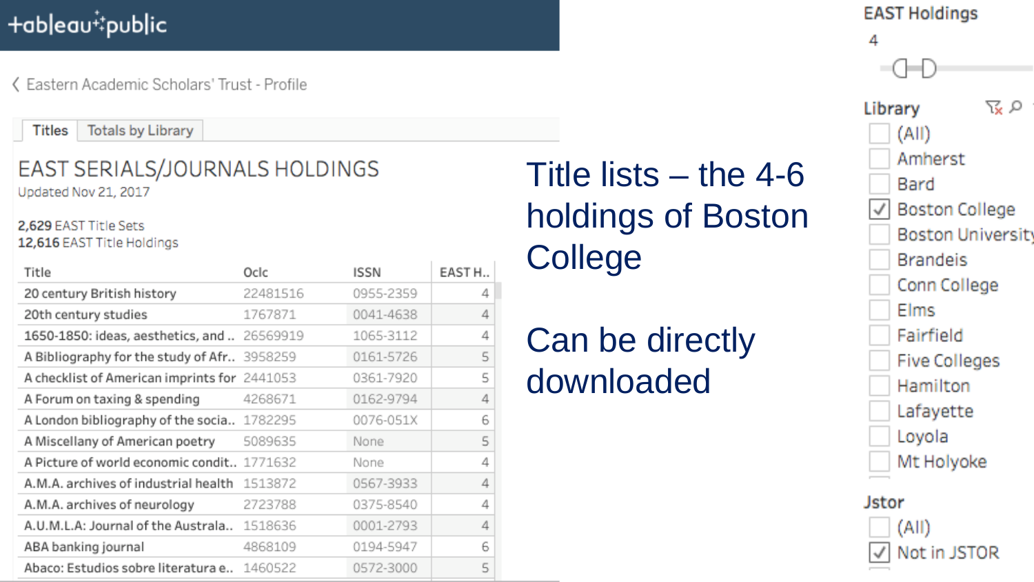+tableau public

‹ Eastern Academic Scholars' Trust - Profile

Titles | Totals by Library

## EAST SERIALS/JOURNALS HOLDINGS

Updated Nov 21, 2017

**2,629** EAST Title Sets
**12,616** EAST Title Holdings

| Title | Oclc | ISSN | EAST H.. |
|---|---|---|---|
| 20 century British history | 22481516 | 0955-2359 | 4 |
| 20th century studies | 1767871 | 0041-4638 | 4 |
| 1650-1850: ideas, aesthetics, and .. | 26569919 | 1065-3112 | 4 |
| A Bibliography for the study of Afr.. | 3958259 | 0161-5726 | 5 |
| A checklist of American imprints for | 2441053 | 0361-7920 | 5 |
| A Forum on taxing & spending | 4268671 | 0162-9794 | 4 |
| A London bibliography of the socia.. | 1782295 | 0076-051X | 6 |
| A Miscellany of American poetry | 5089635 | None | 5 |
| A Picture of world economic condit.. | 1771632 | None | 4 |
| A.M.A. archives of industrial health | 1513872 | 0567-3933 | 4 |
| A.M.A. archives of neurology | 2723788 | 0375-8540 | 4 |
| A.U.M.L.A: Journal of the Australa.. | 1518636 | 0001-2793 | 4 |
| ABA banking journal | 4868109 | 0194-5947 | 6 |
| Abaco: Estudios sobre literatura e.. | 1460522 | 0572-3000 | 5 |

# Title lists – the 4-6 holdings of Boston College

# Can be directly downloaded

**EAST Holdings**

4

**Library**

- [ ] (All)
- [ ] Amherst
- [ ] Bard
- [x] Boston College
- [ ] Boston University
- [ ] Brandeis
- [ ] Conn College
- [ ] Elms
- [ ] Fairfield
- [ ] Five Colleges
- [ ] Hamilton
- [ ] Lafayette
- [ ] Loyola
- [ ] Mt Holyoke

**Jstor**

- [ ] (All)
- [x] Not in JSTOR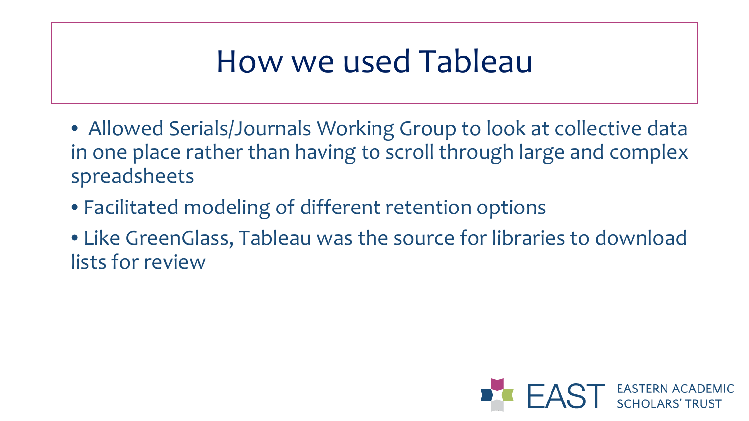# How we used Tableau

- Allowed Serials/Journals Working Group to look at collective data in one place rather than having to scroll through large and complex spreadsheets
- Facilitated modeling of different retention options
- Like GreenGlass, Tableau was the source for libraries to download lists for review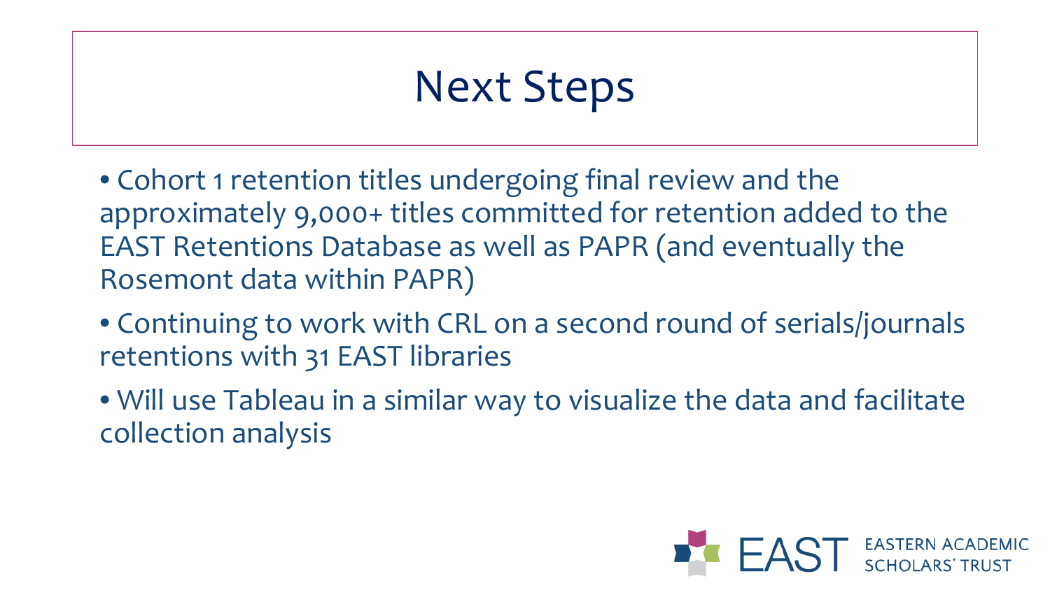# Next Steps

- Cohort 1 retention titles undergoing final review and the approximately 9,000+ titles committed for retention added to the EAST Retentions Database as well as PAPR (and eventually the Rosemont data within PAPR)
- Continuing to work with CRL on a second round of serials/journals retentions with 31 EAST libraries
- Will use Tableau in a similar way to visualize the data and facilitate collection analysis

EAST EASTERN ACADEMIC SCHOLARS' TRUST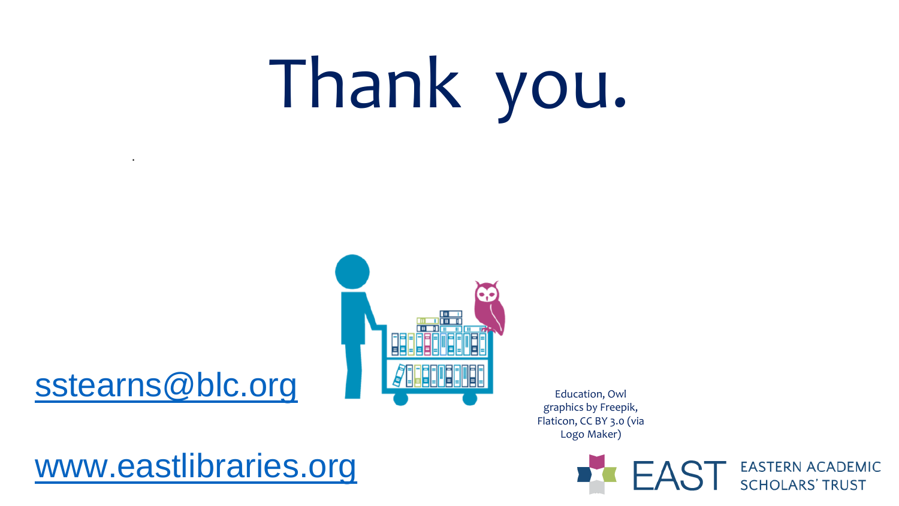# Thank you.

sstearns@blc.org

www.eastlibraries.org

Education, Owl graphics by Freepik, Flaticon, CC BY 3.0 (via Logo Maker)

EAST EASTERN ACADEMIC SCHOLARS' TRUST